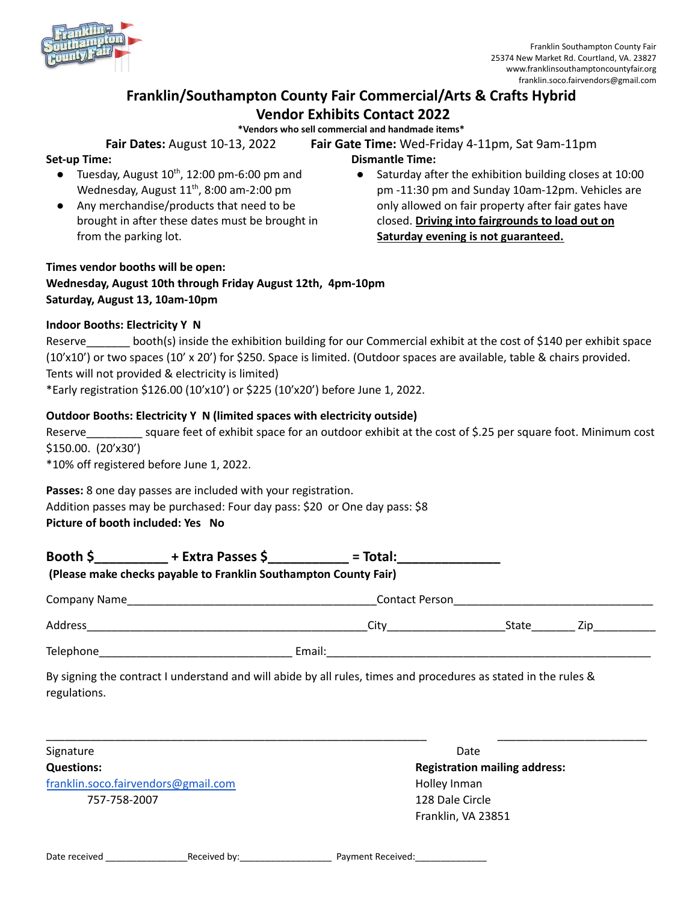Franklin Southampton County Fair
25374 New Market Rd. Courtland, VA. 23827
www.franklinsouthamptoncountyfair.org
franklin.soco.fairvendors@gmail.com

# Franklin/Southampton County Fair Commercial/Arts & Crafts Hybrid Vendor Exhibits Contact 2022

***Vendors who sell commercial and handmade items***

**Fair Dates:** August 10-13, 2022 **Fair Gate Time:** Wed-Friday 4-11pm, Sat 9am-11pm

**Set-up Time:**

- Tuesday, August 10th, 12:00 pm-6:00 pm and Wednesday, August 11th, 8:00 am-2:00 pm
- Any merchandise/products that need to be brought in after these dates must be brought in from the parking lot.

**Dismantle Time:**

- Saturday after the exhibition building closes at 10:00 pm -11:30 pm and Sunday 10am-12pm. Vehicles are only allowed on fair property after fair gates have closed. **Driving into fairgrounds to load out on Saturday evening is not guaranteed.**

**Times vendor booths will be open:**
**Wednesday, August 10th through Friday August 12th, 4pm-10pm**
**Saturday, August 13, 10am-10pm**

**Indoor Booths: Electricity Y N**

Reserve_______ booth(s) inside the exhibition building for our Commercial exhibit at the cost of $140 per exhibit space (10'x10') or two spaces (10' x 20') for $250. Space is limited. (Outdoor spaces are available, table & chairs provided. Tents will not provided & electricity is limited)
*Early registration $126.00 (10'x10') or $225 (10'x20') before June 1, 2022.

**Outdoor Booths: Electricity Y N (limited spaces with electricity outside)**

Reserve_________ square feet of exhibit space for an outdoor exhibit at the cost of $.25 per square foot. Minimum cost $150.00. (20'x30')
*10% off registered before June 1, 2022.

**Passes:** 8 one day passes are included with your registration.
Addition passes may be purchased: Four day pass: $20 or One day pass: $8
**Picture of booth included: Yes No**

**Booth $__________ + Extra Passes $___________ = Total:______________**
**(Please make checks payable to Franklin Southampton County Fair)**

Company Name________________________________________Contact Person________________________________

Address______________________________________________City___________________State_______ Zip__________

Telephone_______________________________ Email:_____________________________________________________

By signing the contract I understand and will abide by all rules, times and procedures as stated in the rules & regulations.

_______________________________________________________________ ________________________

Signature Date

**Questions:**
franklin.soco.fairvendors@gmail.com
757-758-2007

**Registration mailing address:**
Holley Inman
128 Dale Circle
Franklin, VA 23851

Date received _______________Received by:_________________ Payment Received:_____________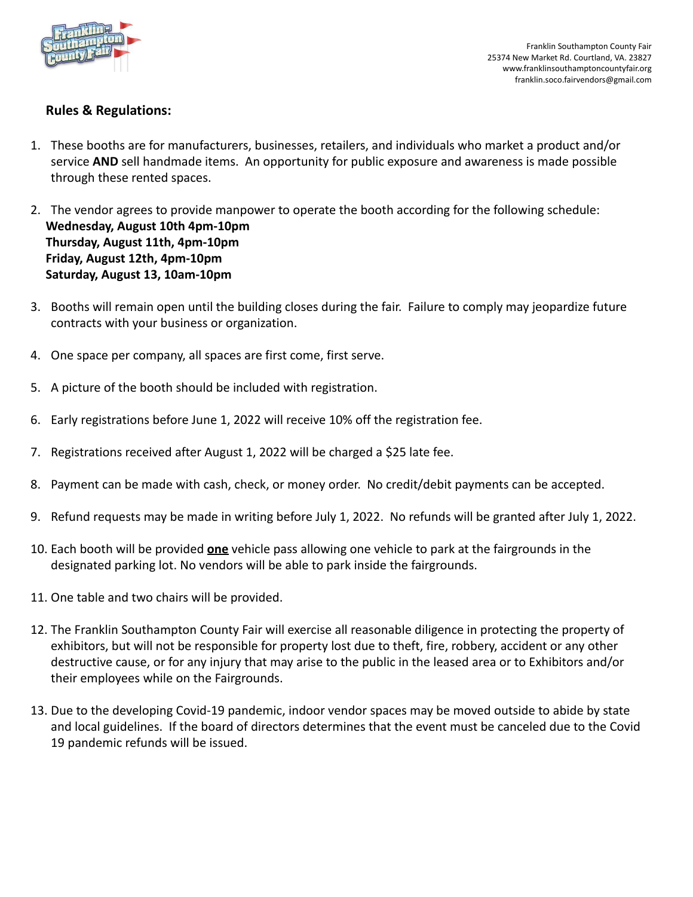Franklin Southampton County Fair
25374 New Market Rd. Courtland, VA. 23827
www.franklinsouthamptoncountyfair.org
franklin.soco.fairvendors@gmail.com

## Rules & Regulations:

1. These booths are for manufacturers, businesses, retailers, and individuals who market a product and/or service **AND** sell handmade items. An opportunity for public exposure and awareness is made possible through these rented spaces.

2. The vendor agrees to provide manpower to operate the booth according for the following schedule:
   **Wednesday, August 10th 4pm-10pm**
   **Thursday, August 11th, 4pm-10pm**
   **Friday, August 12th, 4pm-10pm**
   **Saturday, August 13, 10am-10pm**

3. Booths will remain open until the building closes during the fair. Failure to comply may jeopardize future contracts with your business or organization.

4. One space per company, all spaces are first come, first serve.

5. A picture of the booth should be included with registration.

6. Early registrations before June 1, 2022 will receive 10% off the registration fee.

7. Registrations received after August 1, 2022 will be charged a $25 late fee.

8. Payment can be made with cash, check, or money order. No credit/debit payments can be accepted.

9. Refund requests may be made in writing before July 1, 2022. No refunds will be granted after July 1, 2022.

10. Each booth will be provided <u>**one**</u> vehicle pass allowing one vehicle to park at the fairgrounds in the designated parking lot. No vendors will be able to park inside the fairgrounds.

11. One table and two chairs will be provided.

12. The Franklin Southampton County Fair will exercise all reasonable diligence in protecting the property of exhibitors, but will not be responsible for property lost due to theft, fire, robbery, accident or any other destructive cause, or for any injury that may arise to the public in the leased area or to Exhibitors and/or their employees while on the Fairgrounds.

13. Due to the developing Covid-19 pandemic, indoor vendor spaces may be moved outside to abide by state and local guidelines. If the board of directors determines that the event must be canceled due to the Covid 19 pandemic refunds will be issued.